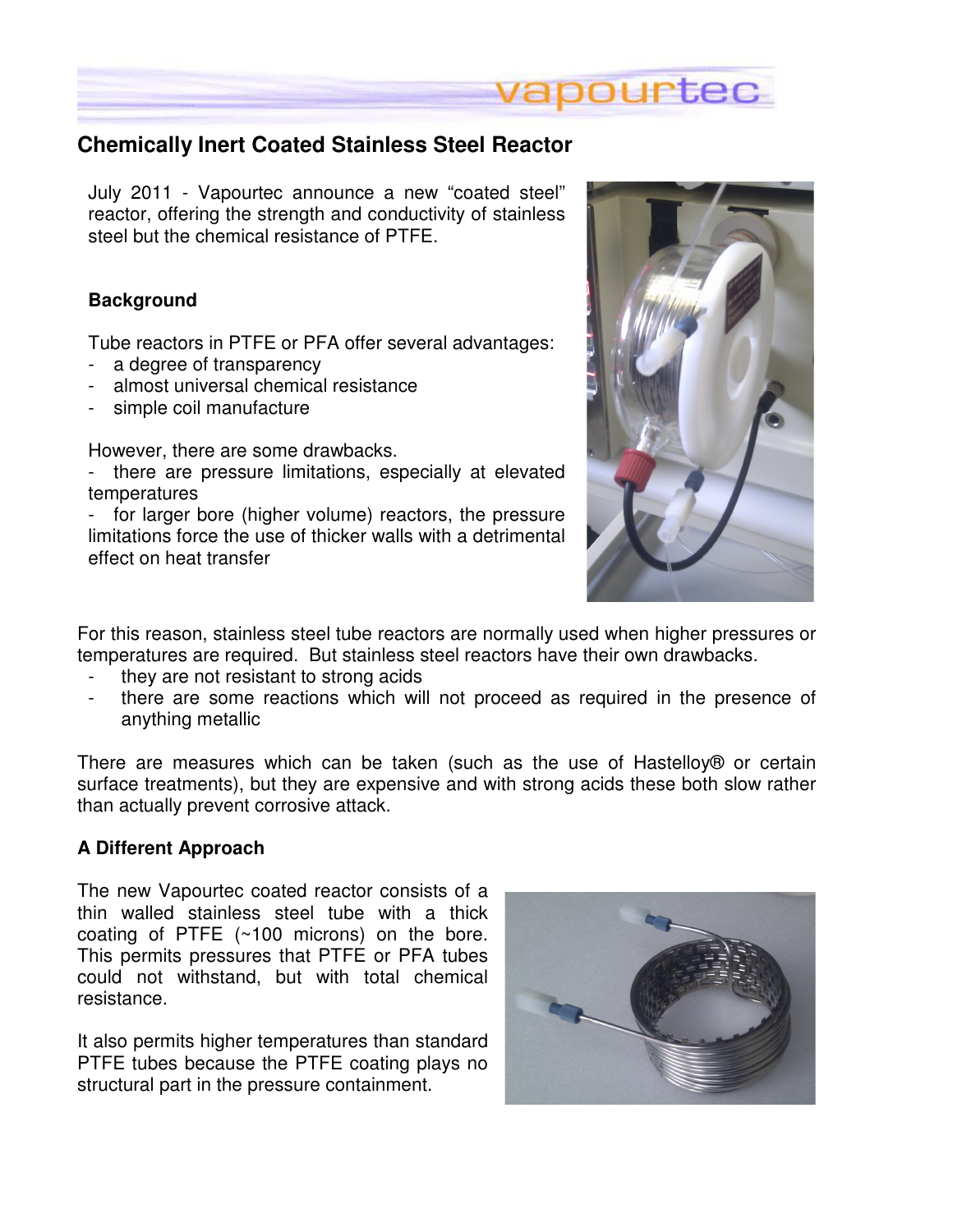# Chemically Inert Coated Stainless Steel Reactor

July 2011 - Vapourtec announce a new "coated steel" reactor, offering the strength and conductivity of stainless steel but the chemical resistance of PTFE.

## Background

Tube reactors in PTFE or PFA offer several advantages:
- a degree of transparency
- almost universal chemical resistance
- simple coil manufacture

However, there are some drawbacks.
- there are pressure limitations, especially at elevated temperatures
- for larger bore (higher volume) reactors, the pressure limitations force the use of thicker walls with a detrimental effect on heat transfer

For this reason, stainless steel tube reactors are normally used when higher pressures or temperatures are required. But stainless steel reactors have their own drawbacks.
- they are not resistant to strong acids
- there are some reactions which will not proceed as required in the presence of anything metallic

There are measures which can be taken (such as the use of Hastelloy® or certain surface treatments), but they are expensive and with strong acids these both slow rather than actually prevent corrosive attack.

## A Different Approach

The new Vapourtec coated reactor consists of a thin walled stainless steel tube with a thick coating of PTFE (~100 microns) on the bore. This permits pressures that PTFE or PFA tubes could not withstand, but with total chemical resistance.

It also permits higher temperatures than standard PTFE tubes because the PTFE coating plays no structural part in the pressure containment.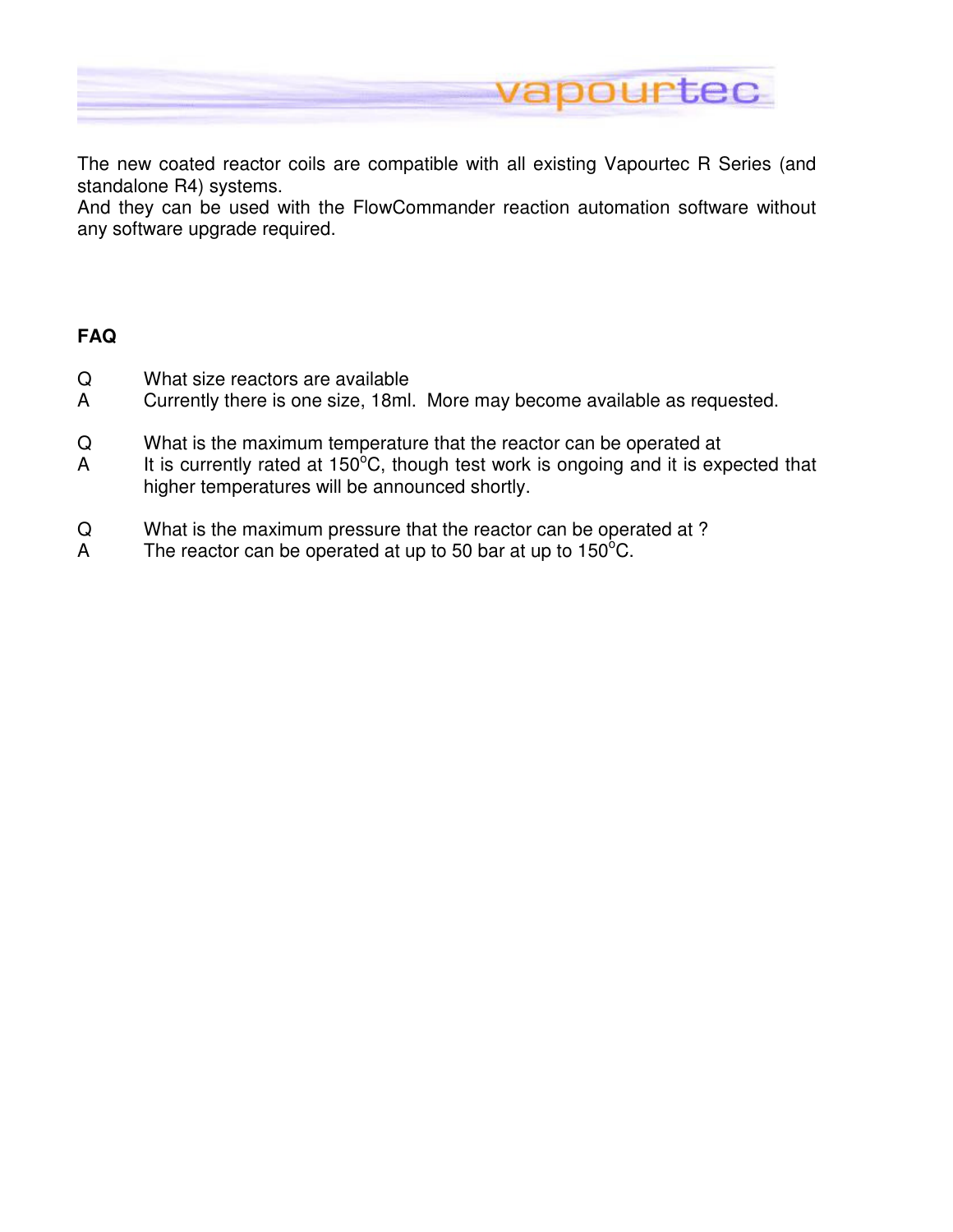The new coated reactor coils are compatible with all existing Vapourtec R Series (and standalone R4) systems.
And they can be used with the FlowCommander reaction automation software without any software upgrade required.

**FAQ**

Q What size reactors are available
A Currently there is one size, 18ml. More may become available as requested.

Q What is the maximum temperature that the reactor can be operated at
A It is currently rated at 150$^{o}$C, though test work is ongoing and it is expected that higher temperatures will be announced shortly.

Q What is the maximum pressure that the reactor can be operated at ?
A The reactor can be operated at up to 50 bar at up to 150$^{o}$C.